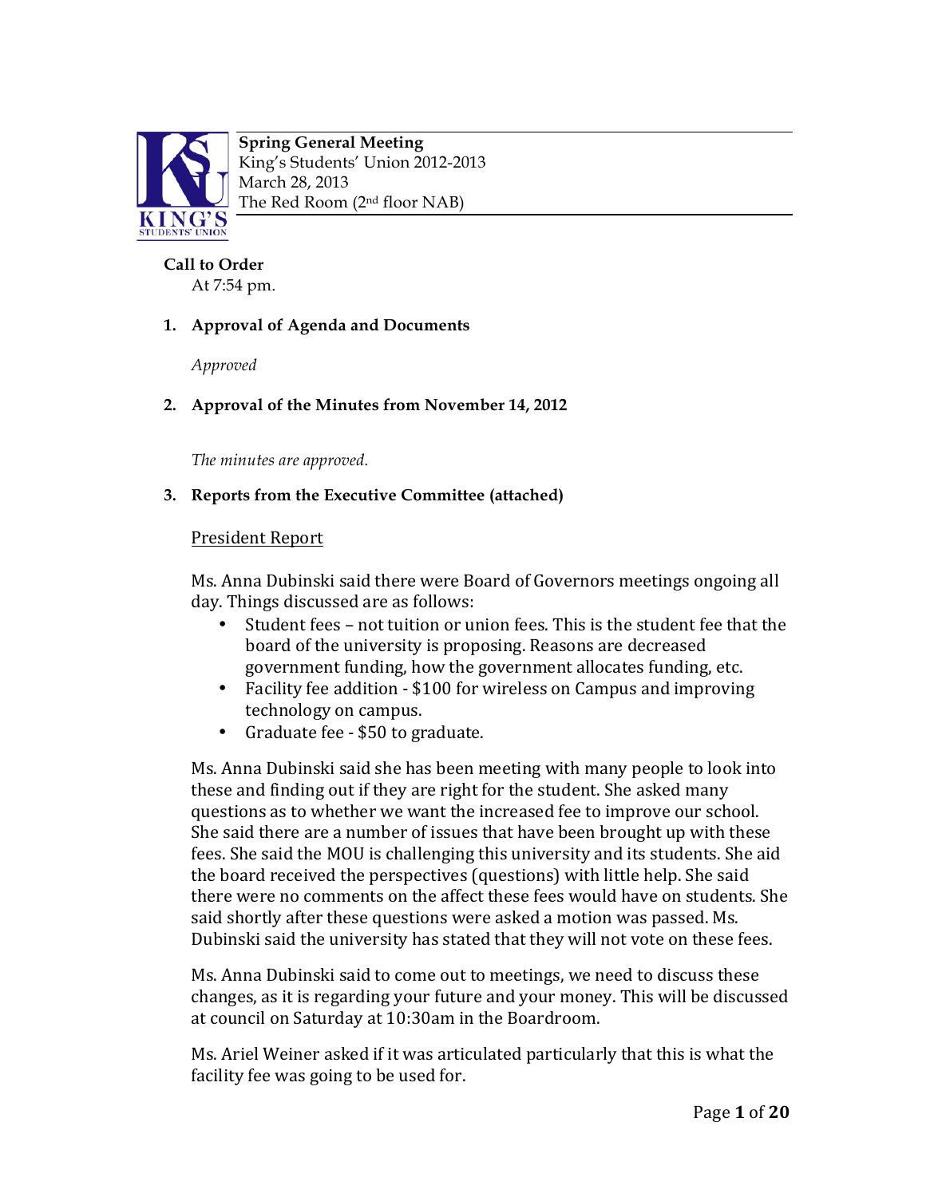**Spring General Meeting**
King's Students' Union 2012-2013
March 28, 2013
The Red Room (2nd floor NAB)

**Call to Order**
At 7:54 pm.

1. **Approval of Agenda and Documents**

   *Approved*

2. **Approval of the Minutes from November 14, 2012**

   *The minutes are approved.*

3. **Reports from the Executive Committee (attached)**

   President Report

   Ms. Anna Dubinski said there were Board of Governors meetings ongoing all day. Things discussed are as follows:

   - Student fees – not tuition or union fees. This is the student fee that the board of the university is proposing. Reasons are decreased government funding, how the government allocates funding, etc.
   - Facility fee addition - $100 for wireless on Campus and improving technology on campus.
   - Graduate fee - $50 to graduate.

   Ms. Anna Dubinski said she has been meeting with many people to look into these and finding out if they are right for the student. She asked many questions as to whether we want the increased fee to improve our school. She said there are a number of issues that have been brought up with these fees. She said the MOU is challenging this university and its students. She aid the board received the perspectives (questions) with little help. She said there were no comments on the affect these fees would have on students. She said shortly after these questions were asked a motion was passed. Ms. Dubinski said the university has stated that they will not vote on these fees.

   Ms. Anna Dubinski said to come out to meetings, we need to discuss these changes, as it is regarding your future and your money. This will be discussed at council on Saturday at 10:30am in the Boardroom.

   Ms. Ariel Weiner asked if it was articulated particularly that this is what the facility fee was going to be used for.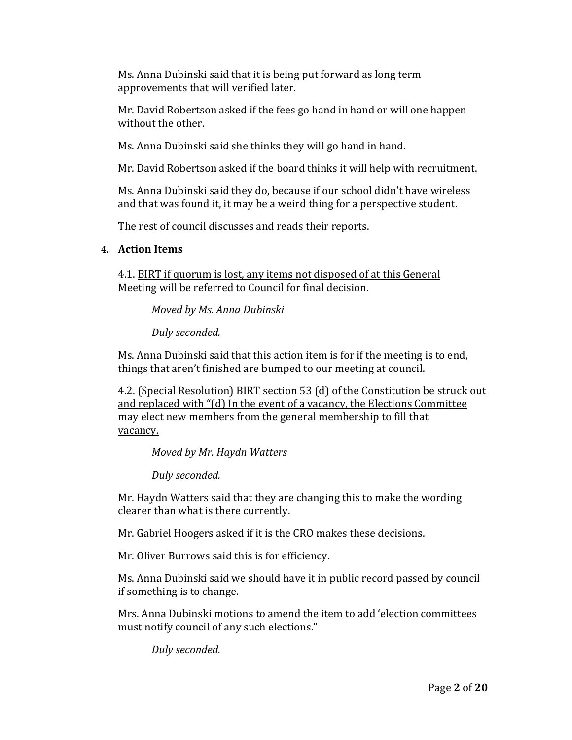Ms. Anna Dubinski said that it is being put forward as long term approvements that will verified later.

Mr. David Robertson asked if the fees go hand in hand or will one happen without the other.

Ms. Anna Dubinski said she thinks they will go hand in hand.

Mr. David Robertson asked if the board thinks it will help with recruitment.

Ms. Anna Dubinski said they do, because if our school didn't have wireless and that was found it, it may be a weird thing for a perspective student.

The rest of council discusses and reads their reports.

## 4. Action Items

4.1. <u>BIRT if quorum is lost, any items not disposed of at this General Meeting will be referred to Council for final decision.</u>

> *Moved by Ms. Anna Dubinski*
>
> *Duly seconded.*

Ms. Anna Dubinski said that this action item is for if the meeting is to end, things that aren't finished are bumped to our meeting at council.

4.2. (Special Resolution) <u>BIRT section 53 (d) of the Constitution be struck out and replaced with "(d) In the event of a vacancy, the Elections Committee may elect new members from the general membership to fill that vacancy.</u>

> *Moved by Mr. Haydn Watters*
>
> *Duly seconded.*

Mr. Haydn Watters said that they are changing this to make the wording clearer than what is there currently.

Mr. Gabriel Hoogers asked if it is the CRO makes these decisions.

Mr. Oliver Burrows said this is for efficiency.

Ms. Anna Dubinski said we should have it in public record passed by council if something is to change.

Mrs. Anna Dubinski motions to amend the item to add 'election committees must notify council of any such elections."

> *Duly seconded.*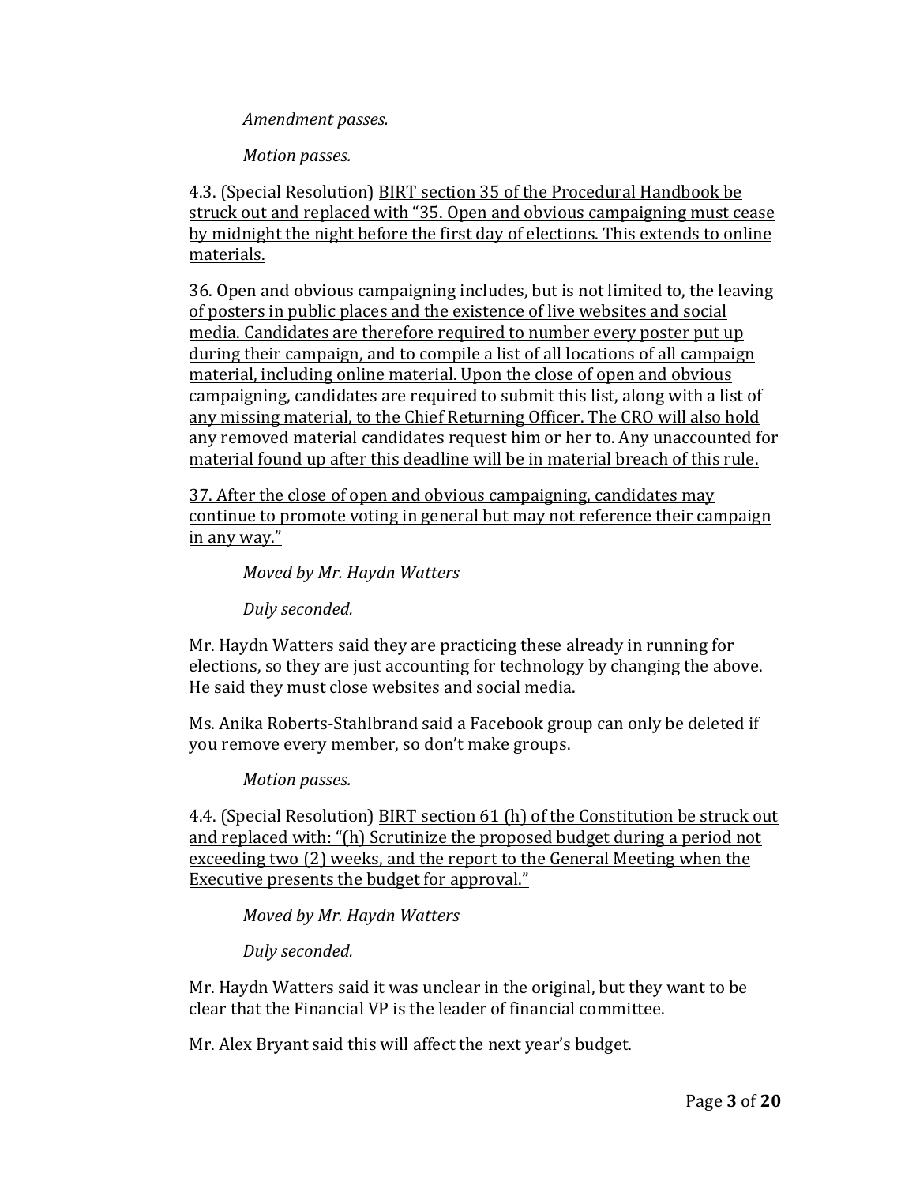*Amendment passes.*

*Motion passes.*

4.3. (Special Resolution) <u>BIRT section 35 of the Procedural Handbook be struck out and replaced with "35. Open and obvious campaigning must cease by midnight the night before the first day of elections. This extends to online materials.</u>

<u>36. Open and obvious campaigning includes, but is not limited to, the leaving of posters in public places and the existence of live websites and social media. Candidates are therefore required to number every poster put up during their campaign, and to compile a list of all locations of all campaign material, including online material. Upon the close of open and obvious campaigning, candidates are required to submit this list, along with a list of any missing material, to the Chief Returning Officer. The CRO will also hold any removed material candidates request him or her to. Any unaccounted for material found up after this deadline will be in material breach of this rule.</u>

<u>37. After the close of open and obvious campaigning, candidates may continue to promote voting in general but may not reference their campaign in any way."</u>

*Moved by Mr. Haydn Watters*

*Duly seconded.*

Mr. Haydn Watters said they are practicing these already in running for elections, so they are just accounting for technology by changing the above. He said they must close websites and social media.

Ms. Anika Roberts-Stahlbrand said a Facebook group can only be deleted if you remove every member, so don't make groups.

*Motion passes.*

4.4. (Special Resolution) <u>BIRT section 61 (h) of the Constitution be struck out and replaced with: "(h) Scrutinize the proposed budget during a period not exceeding two (2) weeks, and the report to the General Meeting when the Executive presents the budget for approval."</u>

*Moved by Mr. Haydn Watters*

*Duly seconded.*

Mr. Haydn Watters said it was unclear in the original, but they want to be clear that the Financial VP is the leader of financial committee.

Mr. Alex Bryant said this will affect the next year's budget.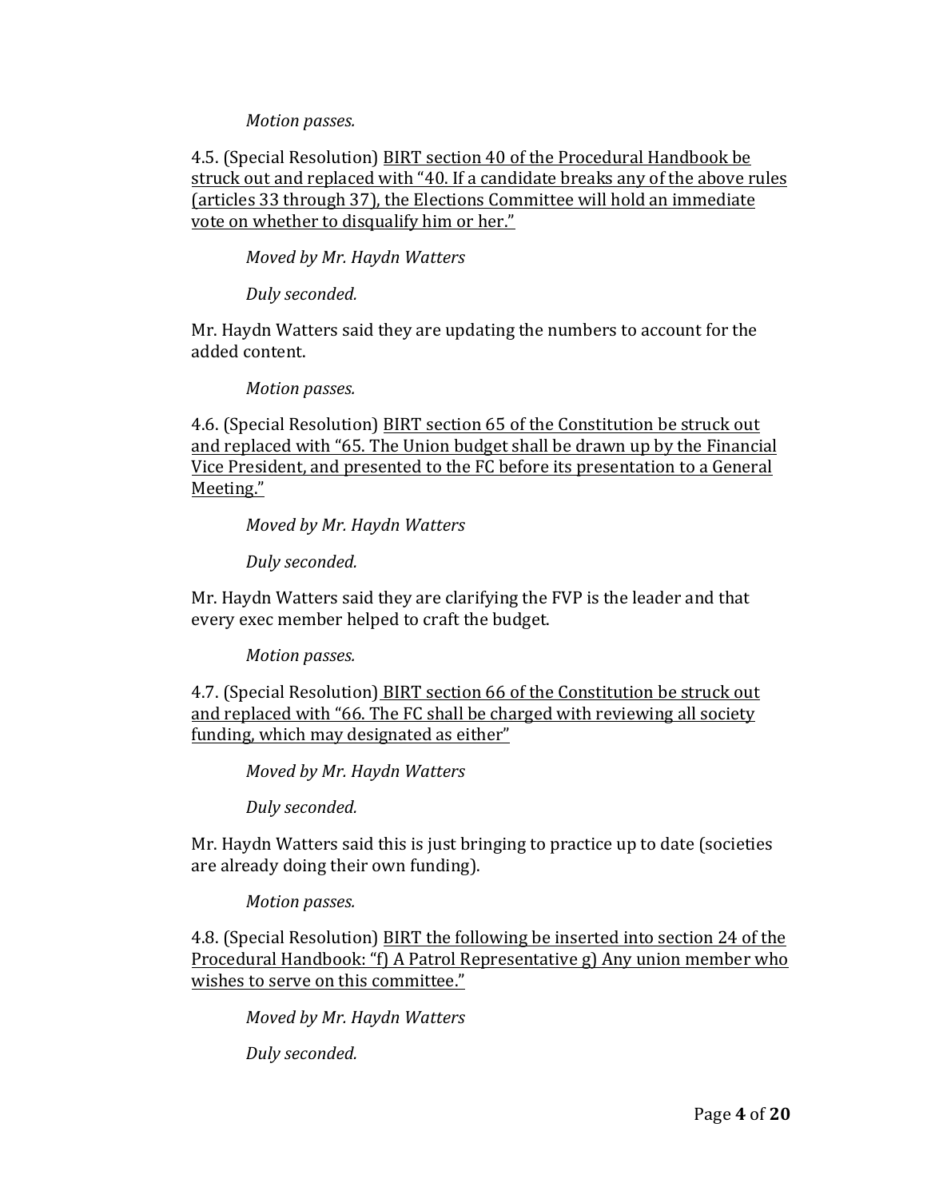*Motion passes.*

4.5. (Special Resolution) <u>BIRT section 40 of the Procedural Handbook be struck out and replaced with "40. If a candidate breaks any of the above rules (articles 33 through 37), the Elections Committee will hold an immediate vote on whether to disqualify him or her."</u>

*Moved by Mr. Haydn Watters*

*Duly seconded.*

Mr. Haydn Watters said they are updating the numbers to account for the added content.

*Motion passes.*

4.6. (Special Resolution) <u>BIRT section 65 of the Constitution be struck out and replaced with "65. The Union budget shall be drawn up by the Financial Vice President, and presented to the FC before its presentation to a General Meeting."</u>

*Moved by Mr. Haydn Watters*

*Duly seconded.*

Mr. Haydn Watters said they are clarifying the FVP is the leader and that every exec member helped to craft the budget.

*Motion passes.*

4.7. (Special Resolution) <u>BIRT section 66 of the Constitution be struck out and replaced with "66. The FC shall be charged with reviewing all society funding, which may designated as either"</u>

*Moved by Mr. Haydn Watters*

*Duly seconded.*

Mr. Haydn Watters said this is just bringing to practice up to date (societies are already doing their own funding).

*Motion passes.*

4.8. (Special Resolution) <u>BIRT the following be inserted into section 24 of the Procedural Handbook: "f) A Patrol Representative g) Any union member who wishes to serve on this committee."</u>

*Moved by Mr. Haydn Watters*

*Duly seconded.*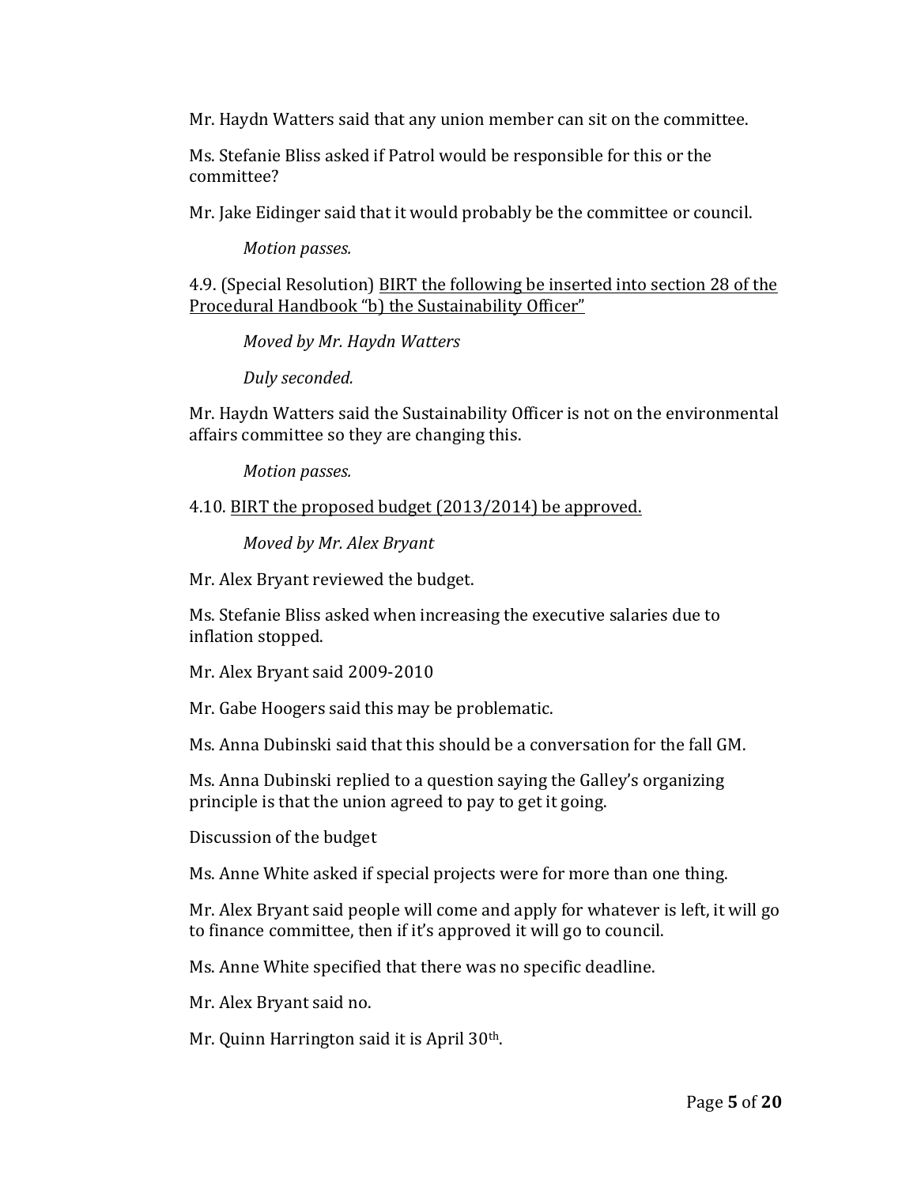Mr. Haydn Watters said that any union member can sit on the committee.

Ms. Stefanie Bliss asked if Patrol would be responsible for this or the committee?

Mr. Jake Eidinger said that it would probably be the committee or council.

*Motion passes.*

4.9. (Special Resolution) <u>BIRT the following be inserted into section 28 of the Procedural Handbook "b) the Sustainability Officer"</u>

*Moved by Mr. Haydn Watters*

*Duly seconded.*

Mr. Haydn Watters said the Sustainability Officer is not on the environmental affairs committee so they are changing this.

*Motion passes.*

4.10. <u>BIRT the proposed budget (2013/2014) be approved.</u>

*Moved by Mr. Alex Bryant*

Mr. Alex Bryant reviewed the budget.

Ms. Stefanie Bliss asked when increasing the executive salaries due to inflation stopped.

Mr. Alex Bryant said 2009-2010

Mr. Gabe Hoogers said this may be problematic.

Ms. Anna Dubinski said that this should be a conversation for the fall GM.

Ms. Anna Dubinski replied to a question saying the Galley's organizing principle is that the union agreed to pay to get it going.

Discussion of the budget

Ms. Anne White asked if special projects were for more than one thing.

Mr. Alex Bryant said people will come and apply for whatever is left, it will go to finance committee, then if it's approved it will go to council.

Ms. Anne White specified that there was no specific deadline.

Mr. Alex Bryant said no.

Mr. Quinn Harrington said it is April 30th.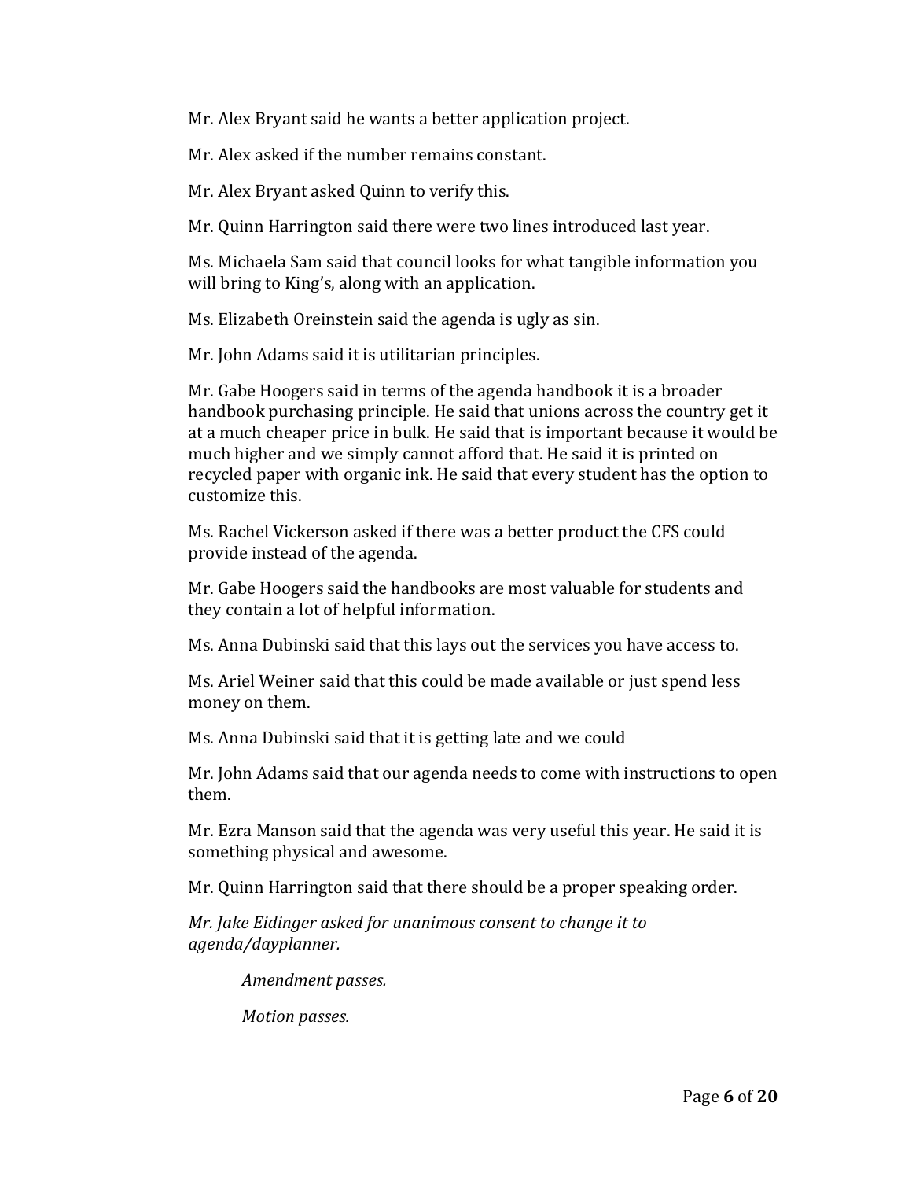Mr. Alex Bryant said he wants a better application project.

Mr. Alex asked if the number remains constant.

Mr. Alex Bryant asked Quinn to verify this.

Mr. Quinn Harrington said there were two lines introduced last year.

Ms. Michaela Sam said that council looks for what tangible information you will bring to King's, along with an application.

Ms. Elizabeth Oreinstein said the agenda is ugly as sin.

Mr. John Adams said it is utilitarian principles.

Mr. Gabe Hoogers said in terms of the agenda handbook it is a broader handbook purchasing principle. He said that unions across the country get it at a much cheaper price in bulk. He said that is important because it would be much higher and we simply cannot afford that. He said it is printed on recycled paper with organic ink. He said that every student has the option to customize this.

Ms. Rachel Vickerson asked if there was a better product the CFS could provide instead of the agenda.

Mr. Gabe Hoogers said the handbooks are most valuable for students and they contain a lot of helpful information.

Ms. Anna Dubinski said that this lays out the services you have access to.

Ms. Ariel Weiner said that this could be made available or just spend less money on them.

Ms. Anna Dubinski said that it is getting late and we could

Mr. John Adams said that our agenda needs to come with instructions to open them.

Mr. Ezra Manson said that the agenda was very useful this year. He said it is something physical and awesome.

Mr. Quinn Harrington said that there should be a proper speaking order.

*Mr. Jake Eidinger asked for unanimous consent to change it to agenda/dayplanner.*

> *Amendment passes.*
>
> *Motion passes.*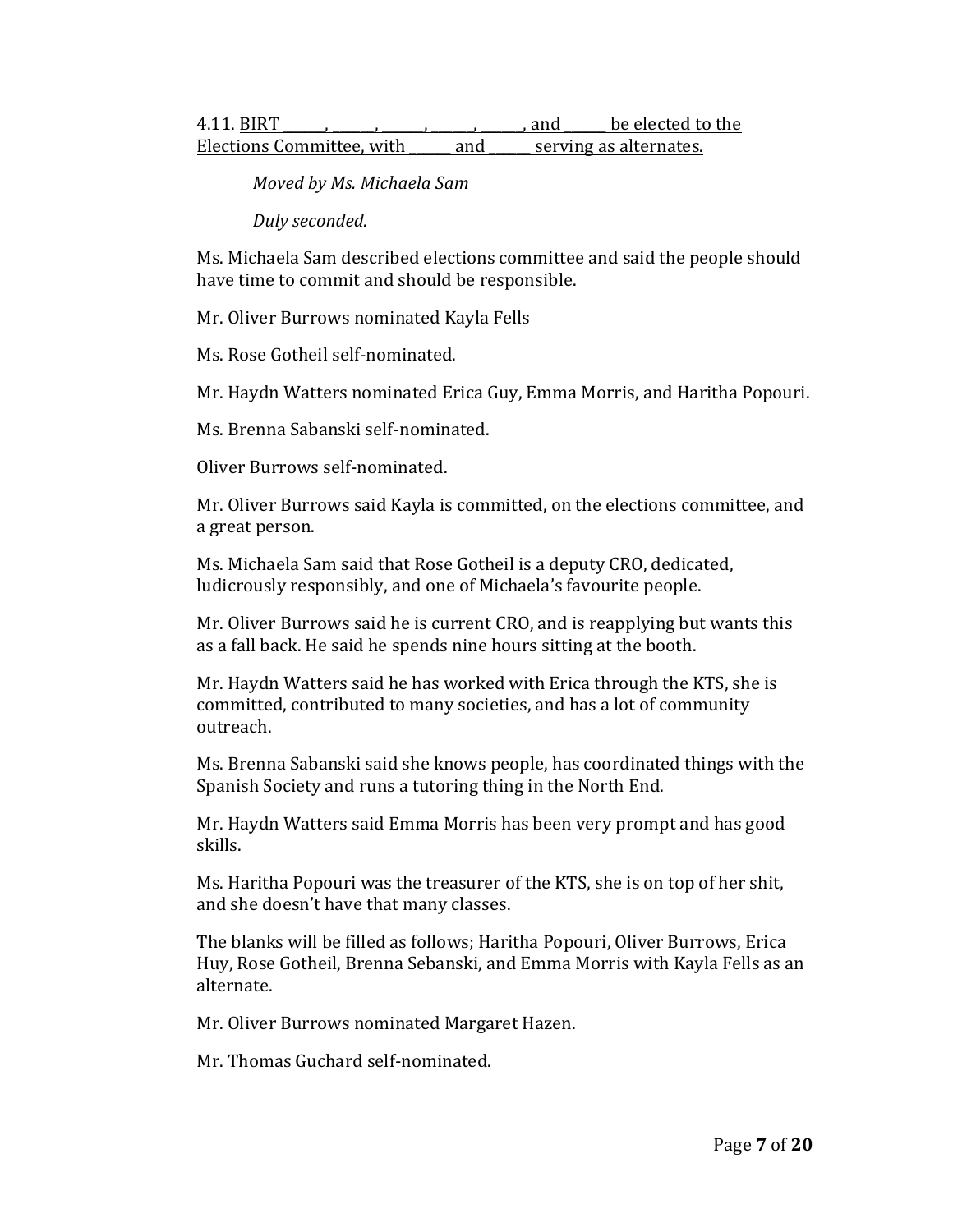4.11. <u>BIRT ______, ______, ______, ______, ______, and ______ be elected to the Elections Committee, with ______ and ______ serving as alternates.</u>

*Moved by Ms. Michaela Sam*

*Duly seconded.*

Ms. Michaela Sam described elections committee and said the people should have time to commit and should be responsible.

Mr. Oliver Burrows nominated Kayla Fells

Ms. Rose Gotheil self-nominated.

Mr. Haydn Watters nominated Erica Guy, Emma Morris, and Haritha Popouri.

Ms. Brenna Sabanski self-nominated.

Oliver Burrows self-nominated.

Mr. Oliver Burrows said Kayla is committed, on the elections committee, and a great person.

Ms. Michaela Sam said that Rose Gotheil is a deputy CRO, dedicated, ludicrously responsibly, and one of Michaela's favourite people.

Mr. Oliver Burrows said he is current CRO, and is reapplying but wants this as a fall back. He said he spends nine hours sitting at the booth.

Mr. Haydn Watters said he has worked with Erica through the KTS, she is committed, contributed to many societies, and has a lot of community outreach.

Ms. Brenna Sabanski said she knows people, has coordinated things with the Spanish Society and runs a tutoring thing in the North End.

Mr. Haydn Watters said Emma Morris has been very prompt and has good skills.

Ms. Haritha Popouri was the treasurer of the KTS, she is on top of her shit, and she doesn't have that many classes.

The blanks will be filled as follows; Haritha Popouri, Oliver Burrows, Erica Huy, Rose Gotheil, Brenna Sebanski, and Emma Morris with Kayla Fells as an alternate.

Mr. Oliver Burrows nominated Margaret Hazen.

Mr. Thomas Guchard self-nominated.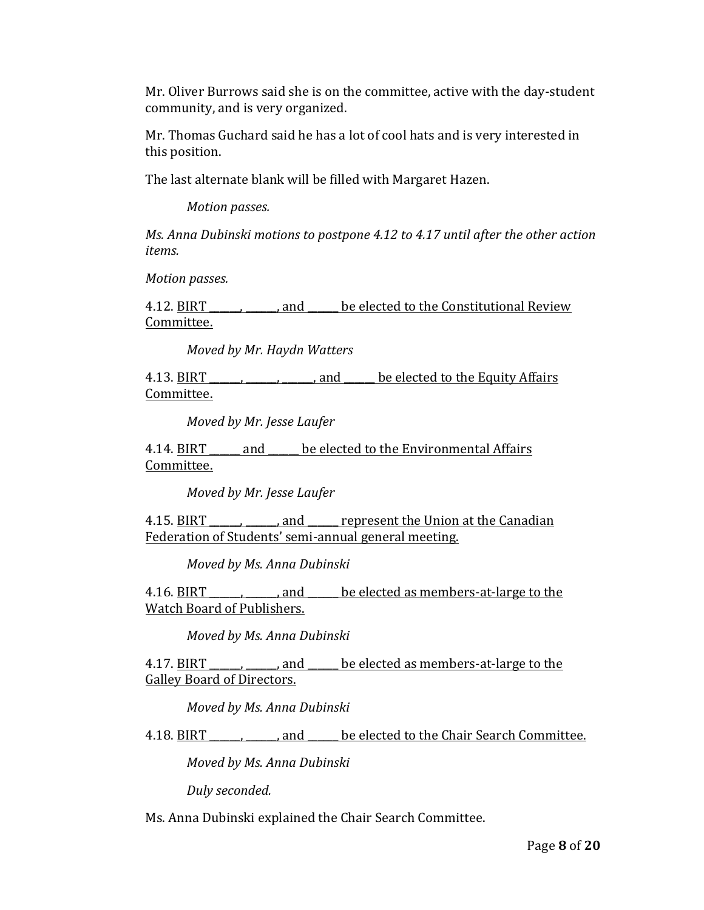Mr. Oliver Burrows said she is on the committee, active with the day-student community, and is very organized.

Mr. Thomas Guchard said he has a lot of cool hats and is very interested in this position.

The last alternate blank will be filled with Margaret Hazen.

*Motion passes.*

*Ms. Anna Dubinski motions to postpone 4.12 to 4.17 until after the other action items.*

*Motion passes.*

4.12. <u>BIRT ______, ______, and ______ be elected to the Constitutional Review Committee.</u>

*Moved by Mr. Haydn Watters*

4.13. <u>BIRT ______, ______, ______, and ______ be elected to the Equity Affairs Committee.</u>

*Moved by Mr. Jesse Laufer*

4.14. <u>BIRT ______ and ______ be elected to the Environmental Affairs Committee.</u>

*Moved by Mr. Jesse Laufer*

4.15. <u>BIRT ______, ______, and ______ represent the Union at the Canadian Federation of Students' semi-annual general meeting.</u>

*Moved by Ms. Anna Dubinski*

4.16. <u>BIRT ______, ______, and ______ be elected as members-at-large to the Watch Board of Publishers.</u>

*Moved by Ms. Anna Dubinski*

4.17. <u>BIRT ______, ______, and ______ be elected as members-at-large to the Galley Board of Directors.</u>

*Moved by Ms. Anna Dubinski*

4.18. <u>BIRT ______, ______, and ______ be elected to the Chair Search Committee.</u>

*Moved by Ms. Anna Dubinski*

*Duly seconded.*

Ms. Anna Dubinski explained the Chair Search Committee.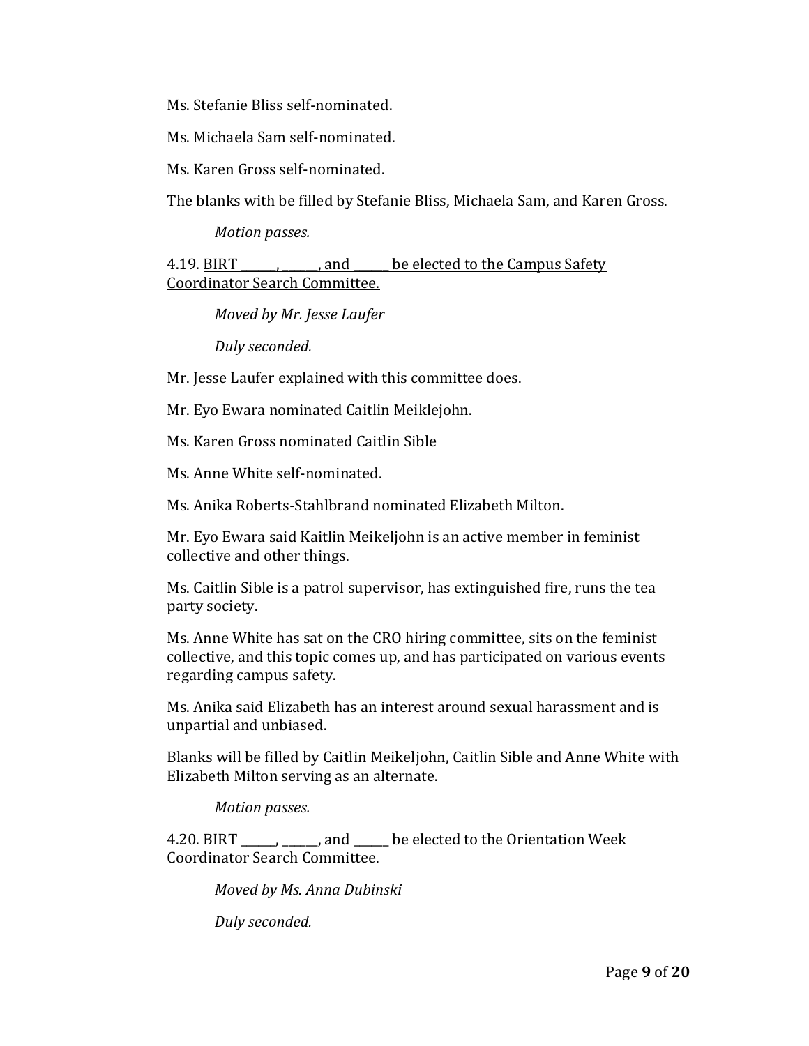Ms. Stefanie Bliss self-nominated.

Ms. Michaela Sam self-nominated.

Ms. Karen Gross self-nominated.

The blanks with be filled by Stefanie Bliss, Michaela Sam, and Karen Gross.

*Motion passes.*

4.19. <u>BIRT ______, ______, and ______ be elected to the Campus Safety Coordinator Search Committee.</u>

*Moved by Mr. Jesse Laufer*

*Duly seconded.*

Mr. Jesse Laufer explained with this committee does.

Mr. Eyo Ewara nominated Caitlin Meiklejohn.

Ms. Karen Gross nominated Caitlin Sible

Ms. Anne White self-nominated.

Ms. Anika Roberts-Stahlbrand nominated Elizabeth Milton.

Mr. Eyo Ewara said Kaitlin Meikeljohn is an active member in feminist collective and other things.

Ms. Caitlin Sible is a patrol supervisor, has extinguished fire, runs the tea party society.

Ms. Anne White has sat on the CRO hiring committee, sits on the feminist collective, and this topic comes up, and has participated on various events regarding campus safety.

Ms. Anika said Elizabeth has an interest around sexual harassment and is unpartial and unbiased.

Blanks will be filled by Caitlin Meikeljohn, Caitlin Sible and Anne White with Elizabeth Milton serving as an alternate.

*Motion passes.*

4.20. <u>BIRT ______, ______, and ______ be elected to the Orientation Week Coordinator Search Committee.</u>

*Moved by Ms. Anna Dubinski*

*Duly seconded.*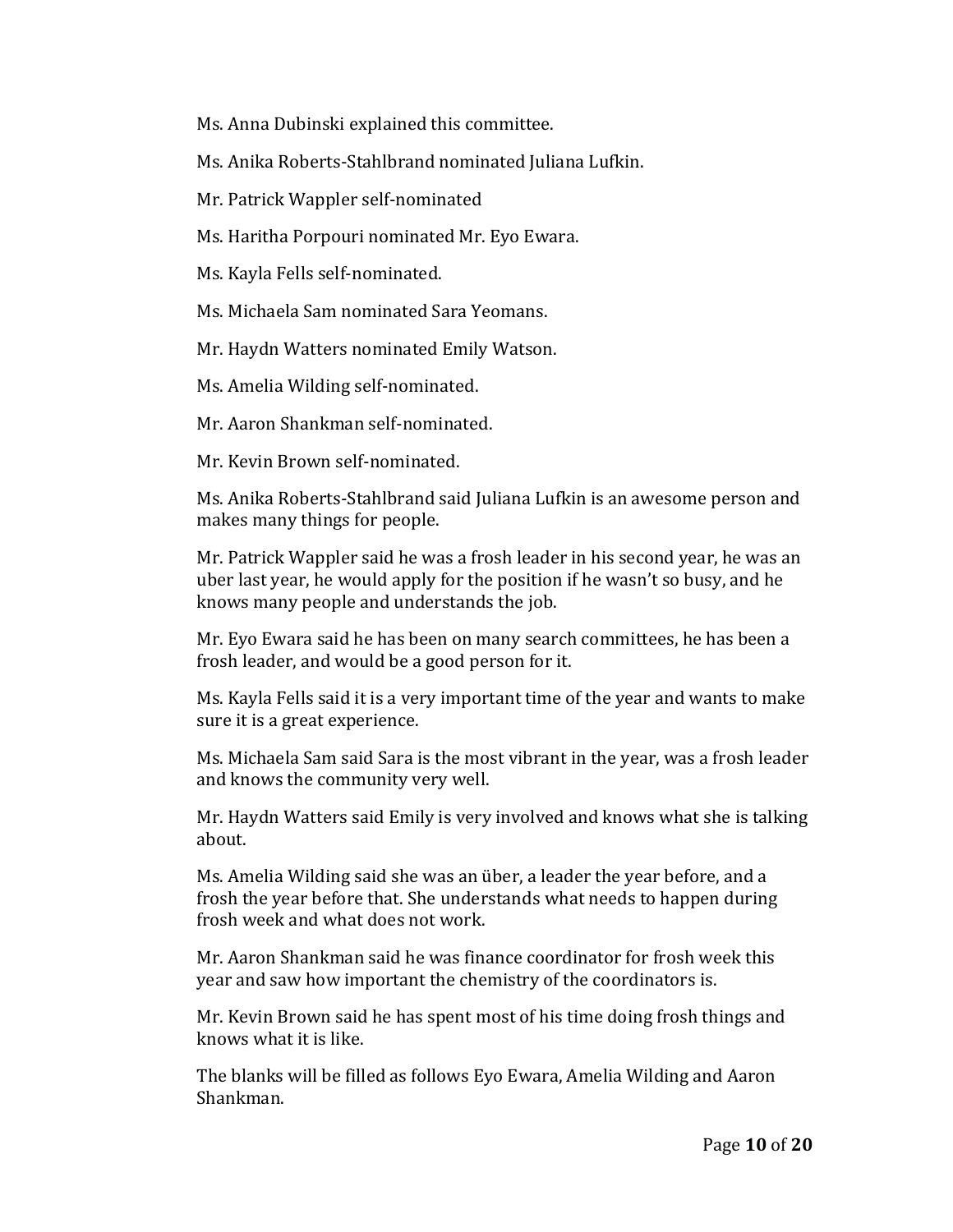Ms. Anna Dubinski explained this committee.

Ms. Anika Roberts-Stahlbrand nominated Juliana Lufkin.

Mr. Patrick Wappler self-nominated

Ms. Haritha Porpouri nominated Mr. Eyo Ewara.

Ms. Kayla Fells self-nominated.

Ms. Michaela Sam nominated Sara Yeomans.

Mr. Haydn Watters nominated Emily Watson.

Ms. Amelia Wilding self-nominated.

Mr. Aaron Shankman self-nominated.

Mr. Kevin Brown self-nominated.

Ms. Anika Roberts-Stahlbrand said Juliana Lufkin is an awesome person and makes many things for people.

Mr. Patrick Wappler said he was a frosh leader in his second year, he was an uber last year, he would apply for the position if he wasn't so busy, and he knows many people and understands the job.

Mr. Eyo Ewara said he has been on many search committees, he has been a frosh leader, and would be a good person for it.

Ms. Kayla Fells said it is a very important time of the year and wants to make sure it is a great experience.

Ms. Michaela Sam said Sara is the most vibrant in the year, was a frosh leader and knows the community very well.

Mr. Haydn Watters said Emily is very involved and knows what she is talking about.

Ms. Amelia Wilding said she was an über, a leader the year before, and a frosh the year before that. She understands what needs to happen during frosh week and what does not work.

Mr. Aaron Shankman said he was finance coordinator for frosh week this year and saw how important the chemistry of the coordinators is.

Mr. Kevin Brown said he has spent most of his time doing frosh things and knows what it is like.

The blanks will be filled as follows Eyo Ewara, Amelia Wilding and Aaron Shankman.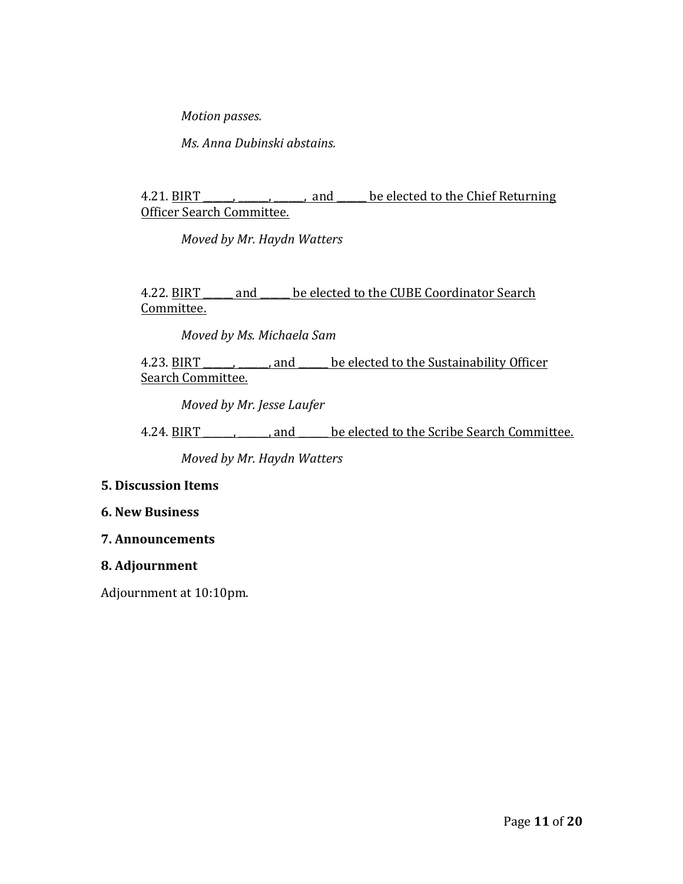*Motion passes.*

*Ms. Anna Dubinski abstains.*

4.21. BIRT ______, ______, ______, and ______ be elected to the Chief Returning Officer Search Committee.

*Moved by Mr. Haydn Watters*

4.22. BIRT ______ and ______ be elected to the CUBE Coordinator Search Committee.

*Moved by Ms. Michaela Sam*

4.23. BIRT ______, ______, and ______ be elected to the Sustainability Officer Search Committee.

*Moved by Mr. Jesse Laufer*

4.24. BIRT ______, ______, and ______ be elected to the Scribe Search Committee.

*Moved by Mr. Haydn Watters*

**5. Discussion Items**

**6. New Business**

**7. Announcements**

**8. Adjournment**

Adjournment at 10:10pm.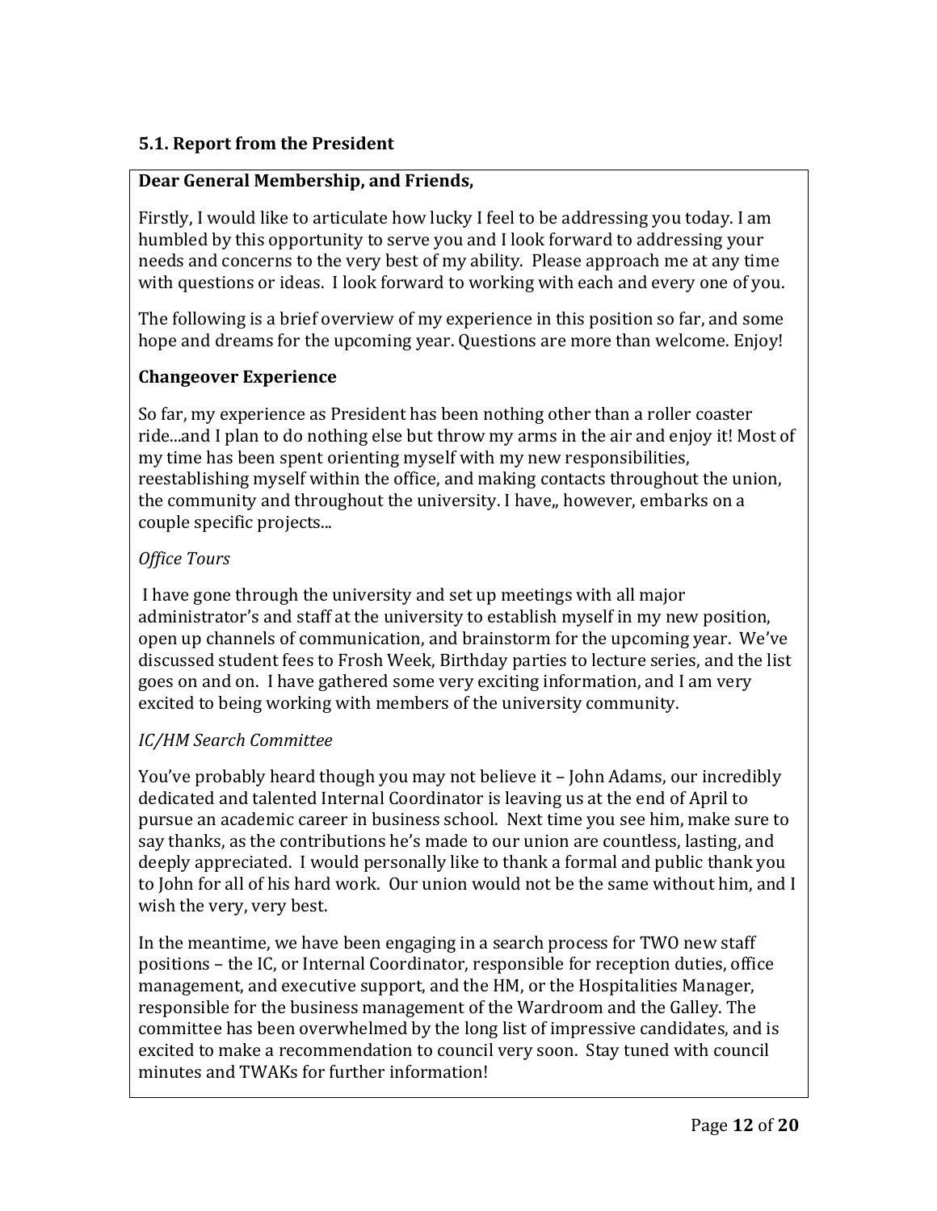### 5.1. Report from the President

**Dear General Membership, and Friends,**

Firstly, I would like to articulate how lucky I feel to be addressing you today. I am humbled by this opportunity to serve you and I look forward to addressing your needs and concerns to the very best of my ability. Please approach me at any time with questions or ideas. I look forward to working with each and every one of you.

The following is a brief overview of my experience in this position so far, and some hope and dreams for the upcoming year. Questions are more than welcome. Enjoy!

**Changeover Experience**

So far, my experience as President has been nothing other than a roller coaster ride...and I plan to do nothing else but throw my arms in the air and enjoy it! Most of my time has been spent orienting myself with my new responsibilities, reestablishing myself within the office, and making contacts throughout the union, the community and throughout the university. I have,, however, embarks on a couple specific projects...

*Office Tours*

I have gone through the university and set up meetings with all major administrator's and staff at the university to establish myself in my new position, open up channels of communication, and brainstorm for the upcoming year. We've discussed student fees to Frosh Week, Birthday parties to lecture series, and the list goes on and on. I have gathered some very exciting information, and I am very excited to being working with members of the university community.

*IC/HM Search Committee*

You've probably heard though you may not believe it – John Adams, our incredibly dedicated and talented Internal Coordinator is leaving us at the end of April to pursue an academic career in business school. Next time you see him, make sure to say thanks, as the contributions he's made to our union are countless, lasting, and deeply appreciated. I would personally like to thank a formal and public thank you to John for all of his hard work. Our union would not be the same without him, and I wish the very, very best.

In the meantime, we have been engaging in a search process for TWO new staff positions – the IC, or Internal Coordinator, responsible for reception duties, office management, and executive support, and the HM, or the Hospitalities Manager, responsible for the business management of the Wardroom and the Galley. The committee has been overwhelmed by the long list of impressive candidates, and is excited to make a recommendation to council very soon. Stay tuned with council minutes and TWAKs for further information!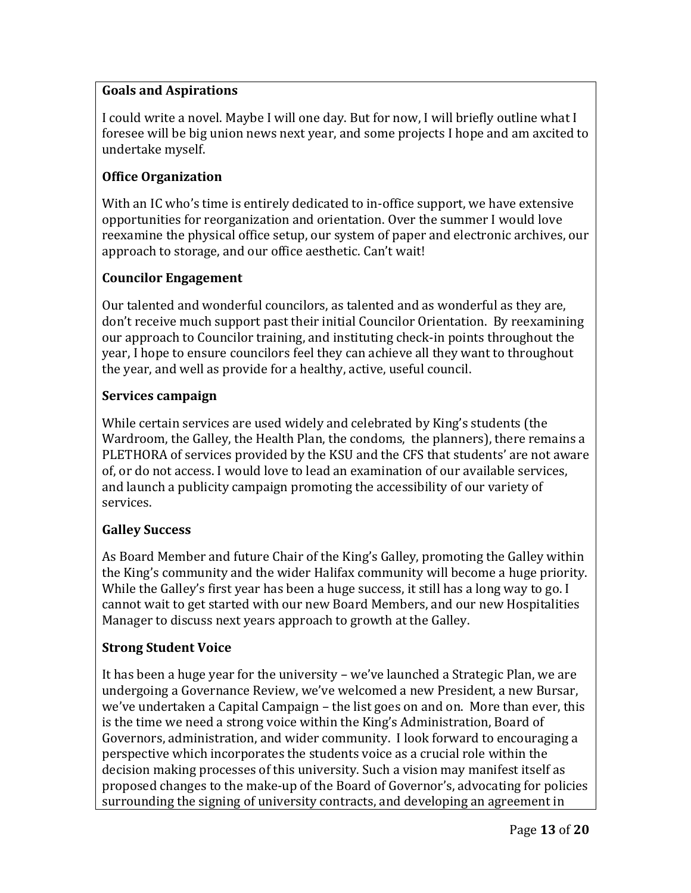**Goals and Aspirations**

I could write a novel. Maybe I will one day. But for now, I will briefly outline what I foresee will be big union news next year, and some projects I hope and am axcited to undertake myself.

**Office Organization**

With an IC who's time is entirely dedicated to in-office support, we have extensive opportunities for reorganization and orientation. Over the summer I would love reexamine the physical office setup, our system of paper and electronic archives, our approach to storage, and our office aesthetic. Can't wait!

**Councilor Engagement**

Our talented and wonderful councilors, as talented and as wonderful as they are, don't receive much support past their initial Councilor Orientation. By reexamining our approach to Councilor training, and instituting check-in points throughout the year, I hope to ensure councilors feel they can achieve all they want to throughout the year, and well as provide for a healthy, active, useful council.

**Services campaign**

While certain services are used widely and celebrated by King's students (the Wardroom, the Galley, the Health Plan, the condoms, the planners), there remains a PLETHORA of services provided by the KSU and the CFS that students' are not aware of, or do not access. I would love to lead an examination of our available services, and launch a publicity campaign promoting the accessibility of our variety of services.

**Galley Success**

As Board Member and future Chair of the King's Galley, promoting the Galley within the King's community and the wider Halifax community will become a huge priority. While the Galley's first year has been a huge success, it still has a long way to go. I cannot wait to get started with our new Board Members, and our new Hospitalities Manager to discuss next years approach to growth at the Galley.

**Strong Student Voice**

It has been a huge year for the university – we've launched a Strategic Plan, we are undergoing a Governance Review, we've welcomed a new President, a new Bursar, we've undertaken a Capital Campaign – the list goes on and on. More than ever, this is the time we need a strong voice within the King's Administration, Board of Governors, administration, and wider community. I look forward to encouraging a perspective which incorporates the students voice as a crucial role within the decision making processes of this university. Such a vision may manifest itself as proposed changes to the make-up of the Board of Governor's, advocating for policies surrounding the signing of university contracts, and developing an agreement in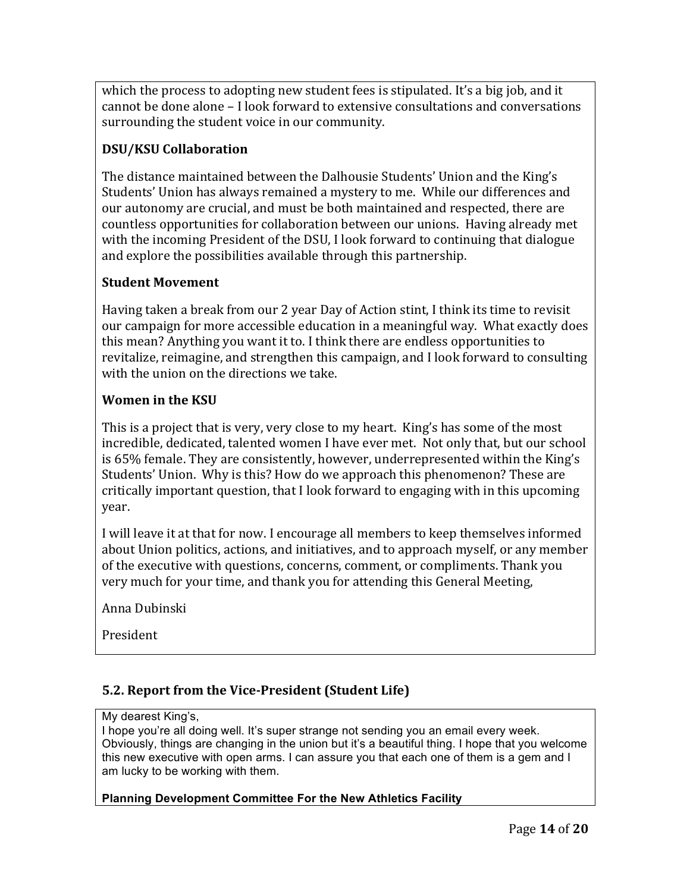which the process to adopting new student fees is stipulated. It's a big job, and it cannot be done alone – I look forward to extensive consultations and conversations surrounding the student voice in our community.

**DSU/KSU Collaboration**

The distance maintained between the Dalhousie Students' Union and the King's Students' Union has always remained a mystery to me. While our differences and our autonomy are crucial, and must be both maintained and respected, there are countless opportunities for collaboration between our unions. Having already met with the incoming President of the DSU, I look forward to continuing that dialogue and explore the possibilities available through this partnership.

**Student Movement**

Having taken a break from our 2 year Day of Action stint, I think its time to revisit our campaign for more accessible education in a meaningful way. What exactly does this mean? Anything you want it to. I think there are endless opportunities to revitalize, reimagine, and strengthen this campaign, and I look forward to consulting with the union on the directions we take.

**Women in the KSU**

This is a project that is very, very close to my heart. King's has some of the most incredible, dedicated, talented women I have ever met. Not only that, but our school is 65% female. They are consistently, however, underrepresented within the King's Students' Union. Why is this? How do we approach this phenomenon? These are critically important question, that I look forward to engaging with in this upcoming year.

I will leave it at that for now. I encourage all members to keep themselves informed about Union politics, actions, and initiatives, and to approach myself, or any member of the executive with questions, concerns, comment, or compliments. Thank you very much for your time, and thank you for attending this General Meeting,

Anna Dubinski

President

## 5.2. Report from the Vice-President (Student Life)

My dearest King's,

I hope you're all doing well. It's super strange not sending you an email every week. Obviously, things are changing in the union but it's a beautiful thing. I hope that you welcome this new executive with open arms. I can assure you that each one of them is a gem and I am lucky to be working with them.

**Planning Development Committee For the New Athletics Facility**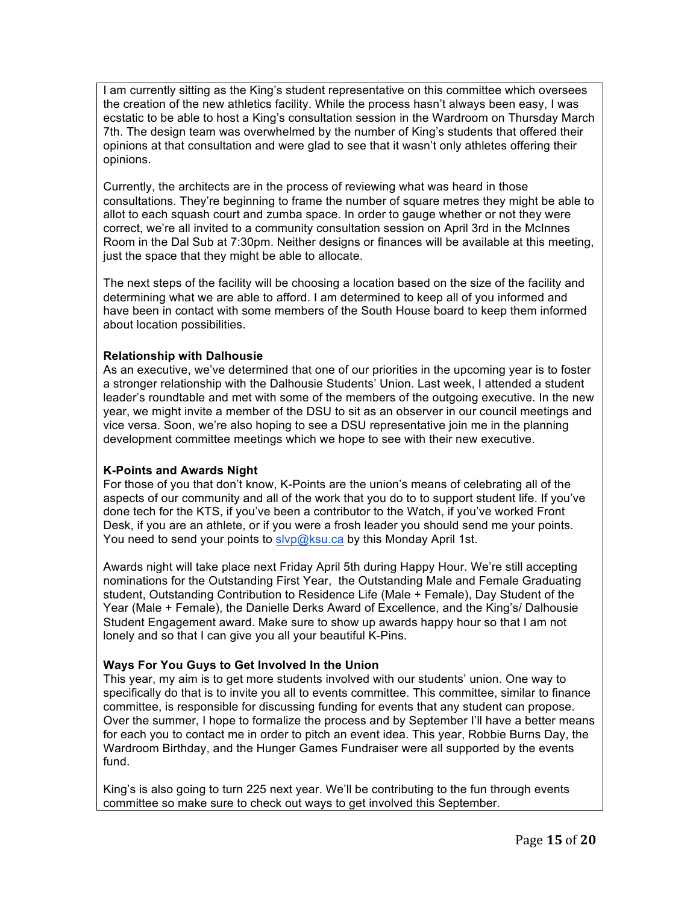I am currently sitting as the King's student representative on this committee which oversees the creation of the new athletics facility. While the process hasn't always been easy, I was ecstatic to be able to host a King's consultation session in the Wardroom on Thursday March 7th. The design team was overwhelmed by the number of King's students that offered their opinions at that consultation and were glad to see that it wasn't only athletes offering their opinions.

Currently, the architects are in the process of reviewing what was heard in those consultations. They're beginning to frame the number of square metres they might be able to allot to each squash court and zumba space. In order to gauge whether or not they were correct, we're all invited to a community consultation session on April 3rd in the McInnes Room in the Dal Sub at 7:30pm. Neither designs or finances will be available at this meeting, just the space that they might be able to allocate.

The next steps of the facility will be choosing a location based on the size of the facility and determining what we are able to afford. I am determined to keep all of you informed and have been in contact with some members of the South House board to keep them informed about location possibilities.

**Relationship with Dalhousie**

As an executive, we've determined that one of our priorities in the upcoming year is to foster a stronger relationship with the Dalhousie Students' Union. Last week, I attended a student leader's roundtable and met with some of the members of the outgoing executive. In the new year, we might invite a member of the DSU to sit as an observer in our council meetings and vice versa. Soon, we're also hoping to see a DSU representative join me in the planning development committee meetings which we hope to see with their new executive.

**K-Points and Awards Night**

For those of you that don't know, K-Points are the union's means of celebrating all of the aspects of our community and all of the work that you do to to support student life. If you've done tech for the KTS, if you've been a contributor to the Watch, if you've worked Front Desk, if you are an athlete, or if you were a frosh leader you should send me your points. You need to send your points to slvp@ksu.ca by this Monday April 1st.

Awards night will take place next Friday April 5th during Happy Hour. We're still accepting nominations for the Outstanding First Year, the Outstanding Male and Female Graduating student, Outstanding Contribution to Residence Life (Male + Female), Day Student of the Year (Male + Female), the Danielle Derks Award of Excellence, and the King's/ Dalhousie Student Engagement award. Make sure to show up awards happy hour so that I am not lonely and so that I can give you all your beautiful K-Pins.

**Ways For You Guys to Get Involved In the Union**

This year, my aim is to get more students involved with our students' union. One way to specifically do that is to invite you all to events committee. This committee, similar to finance committee, is responsible for discussing funding for events that any student can propose. Over the summer, I hope to formalize the process and by September I'll have a better means for each you to contact me in order to pitch an event idea. This year, Robbie Burns Day, the Wardroom Birthday, and the Hunger Games Fundraiser were all supported by the events fund.

King's is also going to turn 225 next year. We'll be contributing to the fun through events committee so make sure to check out ways to get involved this September.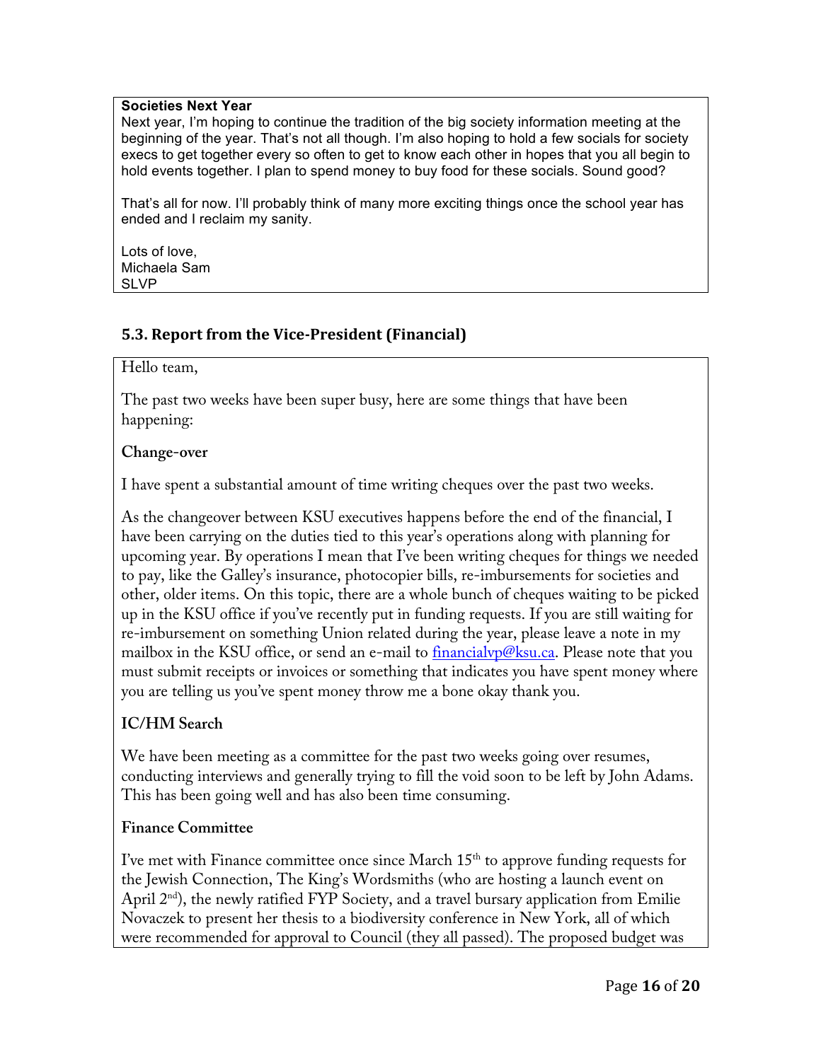**Societies Next Year**

Next year, I'm hoping to continue the tradition of the big society information meeting at the beginning of the year. That's not all though. I'm also hoping to hold a few socials for society execs to get together every so often to get to know each other in hopes that you all begin to hold events together. I plan to spend money to buy food for these socials. Sound good?

That's all for now. I'll probably think of many more exciting things once the school year has ended and I reclaim my sanity.

Lots of love,
Michaela Sam
SLVP

### 5.3. Report from the Vice-President (Financial)

Hello team,

The past two weeks have been super busy, here are some things that have been happening:

**Change-over**

I have spent a substantial amount of time writing cheques over the past two weeks.

As the changeover between KSU executives happens before the end of the financial, I have been carrying on the duties tied to this year's operations along with planning for upcoming year. By operations I mean that I've been writing cheques for things we needed to pay, like the Galley's insurance, photocopier bills, re-imbursements for societies and other, older items. On this topic, there are a whole bunch of cheques waiting to be picked up in the KSU office if you've recently put in funding requests. If you are still waiting for re-imbursement on something Union related during the year, please leave a note in my mailbox in the KSU office, or send an e-mail to financialvp@ksu.ca. Please note that you must submit receipts or invoices or something that indicates you have spent money where you are telling us you've spent money throw me a bone okay thank you.

**IC/HM Search**

We have been meeting as a committee for the past two weeks going over resumes, conducting interviews and generally trying to fill the void soon to be left by John Adams. This has been going well and has also been time consuming.

**Finance Committee**

I've met with Finance committee once since March 15th to approve funding requests for the Jewish Connection, The King's Wordsmiths (who are hosting a launch event on April 2nd), the newly ratified FYP Society, and a travel bursary application from Emilie Novaczek to present her thesis to a biodiversity conference in New York, all of which were recommended for approval to Council (they all passed). The proposed budget was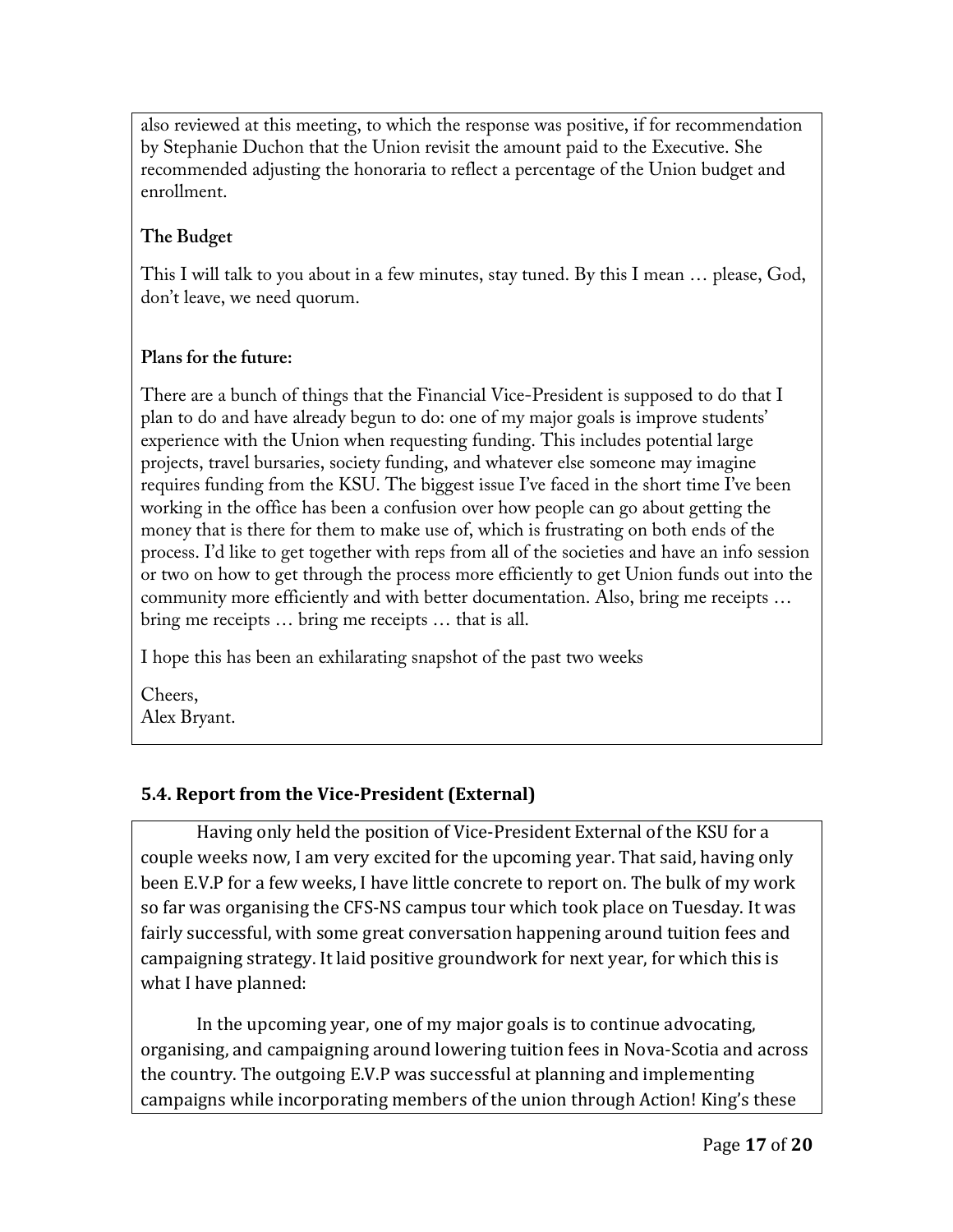also reviewed at this meeting, to which the response was positive, if for recommendation by Stephanie Duchon that the Union revisit the amount paid to the Executive. She recommended adjusting the honoraria to reflect a percentage of the Union budget and enrollment.

**The Budget**

This I will talk to you about in a few minutes, stay tuned. By this I mean … please, God, don't leave, we need quorum.

**Plans for the future:**

There are a bunch of things that the Financial Vice-President is supposed to do that I plan to do and have already begun to do: one of my major goals is improve students' experience with the Union when requesting funding. This includes potential large projects, travel bursaries, society funding, and whatever else someone may imagine requires funding from the KSU. The biggest issue I've faced in the short time I've been working in the office has been a confusion over how people can go about getting the money that is there for them to make use of, which is frustrating on both ends of the process. I'd like to get together with reps from all of the societies and have an info session or two on how to get through the process more efficiently to get Union funds out into the community more efficiently and with better documentation. Also, bring me receipts … bring me receipts … bring me receipts … that is all.

I hope this has been an exhilarating snapshot of the past two weeks

Cheers,
Alex Bryant.

### 5.4. Report from the Vice-President (External)

Having only held the position of Vice-President External of the KSU for a couple weeks now, I am very excited for the upcoming year. That said, having only been E.V.P for a few weeks, I have little concrete to report on. The bulk of my work so far was organising the CFS-NS campus tour which took place on Tuesday. It was fairly successful, with some great conversation happening around tuition fees and campaigning strategy. It laid positive groundwork for next year, for which this is what I have planned:

In the upcoming year, one of my major goals is to continue advocating, organising, and campaigning around lowering tuition fees in Nova-Scotia and across the country. The outgoing E.V.P was successful at planning and implementing campaigns while incorporating members of the union through Action! King's these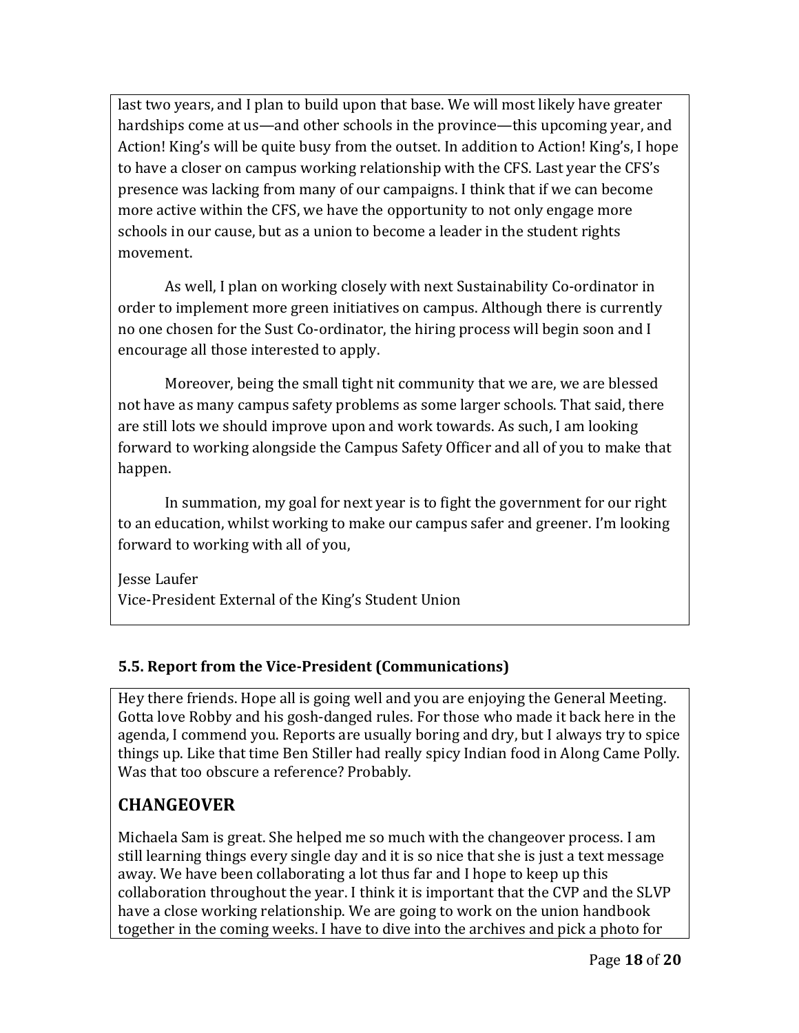last two years, and I plan to build upon that base. We will most likely have greater hardships come at us—and other schools in the province—this upcoming year, and Action! King's will be quite busy from the outset. In addition to Action! King's, I hope to have a closer on campus working relationship with the CFS. Last year the CFS's presence was lacking from many of our campaigns. I think that if we can become more active within the CFS, we have the opportunity to not only engage more schools in our cause, but as a union to become a leader in the student rights movement.

As well, I plan on working closely with next Sustainability Co-ordinator in order to implement more green initiatives on campus. Although there is currently no one chosen for the Sust Co-ordinator, the hiring process will begin soon and I encourage all those interested to apply.

Moreover, being the small tight nit community that we are, we are blessed not have as many campus safety problems as some larger schools. That said, there are still lots we should improve upon and work towards. As such, I am looking forward to working alongside the Campus Safety Officer and all of you to make that happen.

In summation, my goal for next year is to fight the government for our right to an education, whilst working to make our campus safer and greener. I'm looking forward to working with all of you,

Jesse Laufer
Vice-President External of the King's Student Union

### 5.5. Report from the Vice-President (Communications)

Hey there friends. Hope all is going well and you are enjoying the General Meeting. Gotta love Robby and his gosh-danged rules. For those who made it back here in the agenda, I commend you. Reports are usually boring and dry, but I always try to spice things up. Like that time Ben Stiller had really spicy Indian food in Along Came Polly. Was that too obscure a reference? Probably.

## CHANGEOVER

Michaela Sam is great. She helped me so much with the changeover process. I am still learning things every single day and it is so nice that she is just a text message away. We have been collaborating a lot thus far and I hope to keep up this collaboration throughout the year. I think it is important that the CVP and the SLVP have a close working relationship. We are going to work on the union handbook together in the coming weeks. I have to dive into the archives and pick a photo for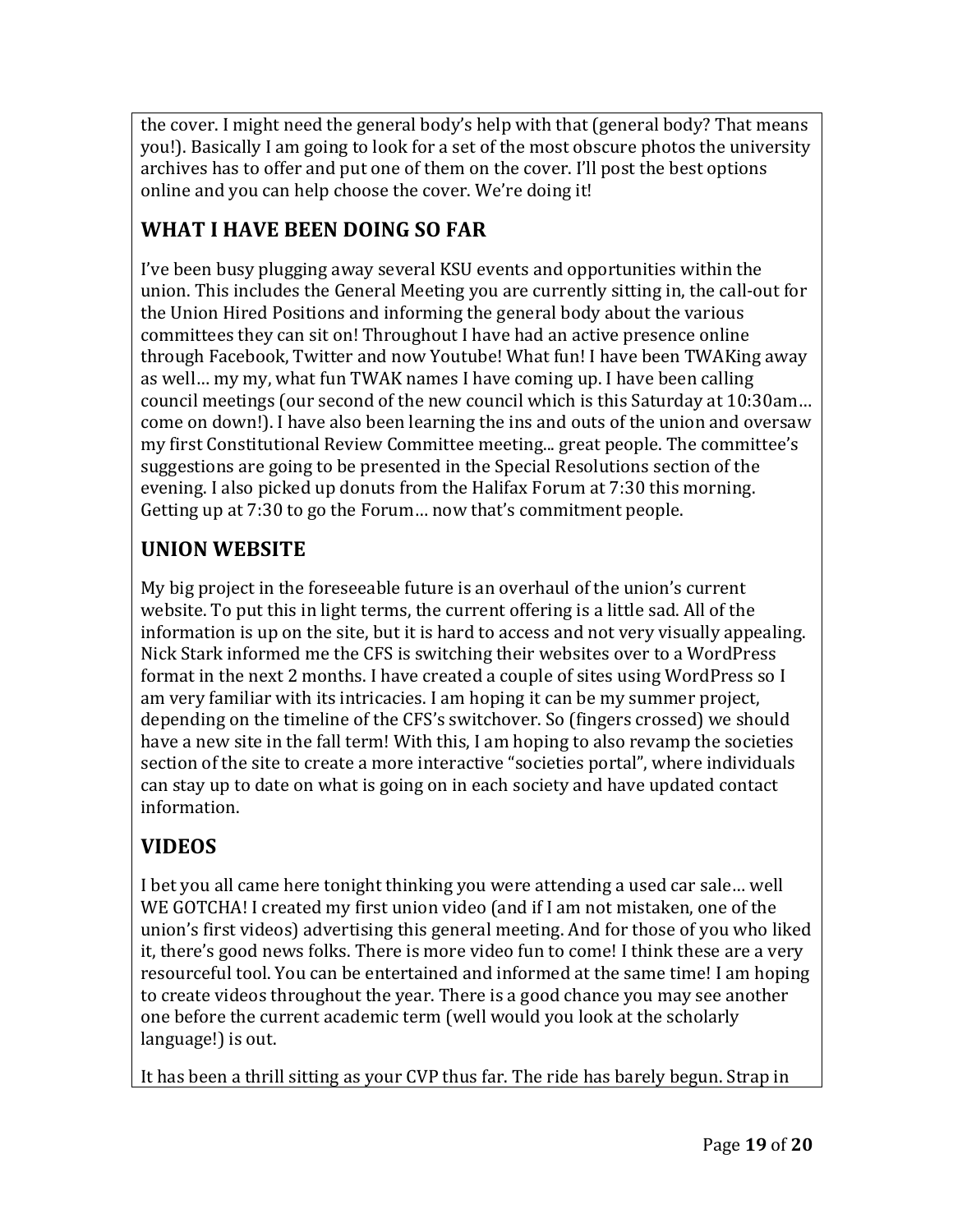the cover. I might need the general body's help with that (general body? That means you!). Basically I am going to look for a set of the most obscure photos the university archives has to offer and put one of them on the cover. I'll post the best options online and you can help choose the cover. We're doing it!

## WHAT I HAVE BEEN DOING SO FAR

I've been busy plugging away several KSU events and opportunities within the union. This includes the General Meeting you are currently sitting in, the call-out for the Union Hired Positions and informing the general body about the various committees they can sit on! Throughout I have had an active presence online through Facebook, Twitter and now Youtube! What fun! I have been TWAKing away as well… my my, what fun TWAK names I have coming up. I have been calling council meetings (our second of the new council which is this Saturday at 10:30am… come on down!). I have also been learning the ins and outs of the union and oversaw my first Constitutional Review Committee meeting... great people. The committee's suggestions are going to be presented in the Special Resolutions section of the evening. I also picked up donuts from the Halifax Forum at 7:30 this morning. Getting up at 7:30 to go the Forum… now that's commitment people.

## UNION WEBSITE

My big project in the foreseeable future is an overhaul of the union's current website. To put this in light terms, the current offering is a little sad. All of the information is up on the site, but it is hard to access and not very visually appealing. Nick Stark informed me the CFS is switching their websites over to a WordPress format in the next 2 months. I have created a couple of sites using WordPress so I am very familiar with its intricacies. I am hoping it can be my summer project, depending on the timeline of the CFS's switchover. So (fingers crossed) we should have a new site in the fall term! With this, I am hoping to also revamp the societies section of the site to create a more interactive "societies portal", where individuals can stay up to date on what is going on in each society and have updated contact information.

## VIDEOS

I bet you all came here tonight thinking you were attending a used car sale… well WE GOTCHA! I created my first union video (and if I am not mistaken, one of the union's first videos) advertising this general meeting. And for those of you who liked it, there's good news folks. There is more video fun to come! I think these are a very resourceful tool. You can be entertained and informed at the same time! I am hoping to create videos throughout the year. There is a good chance you may see another one before the current academic term (well would you look at the scholarly language!) is out.

It has been a thrill sitting as your CVP thus far. The ride has barely begun. Strap in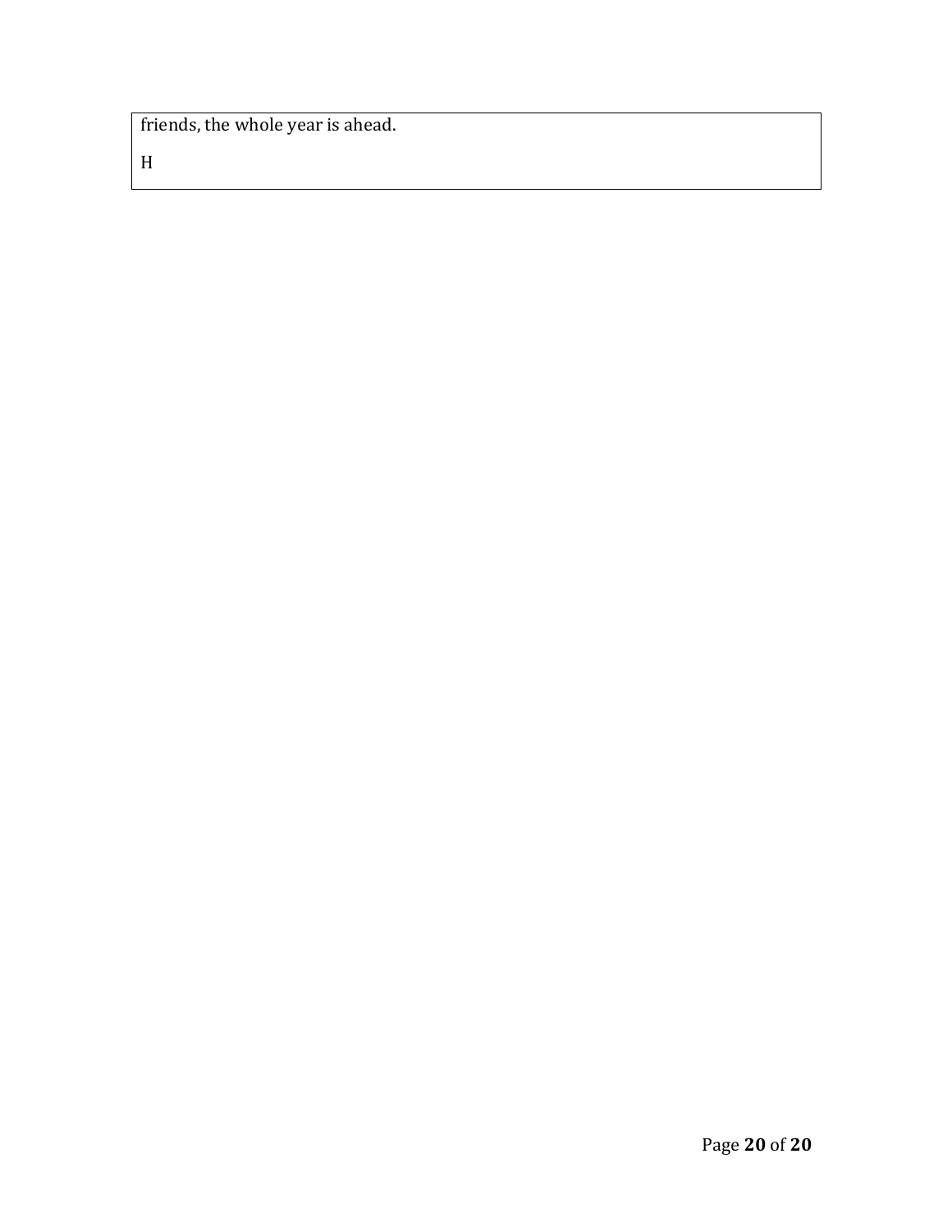friends, the whole year is ahead.

H